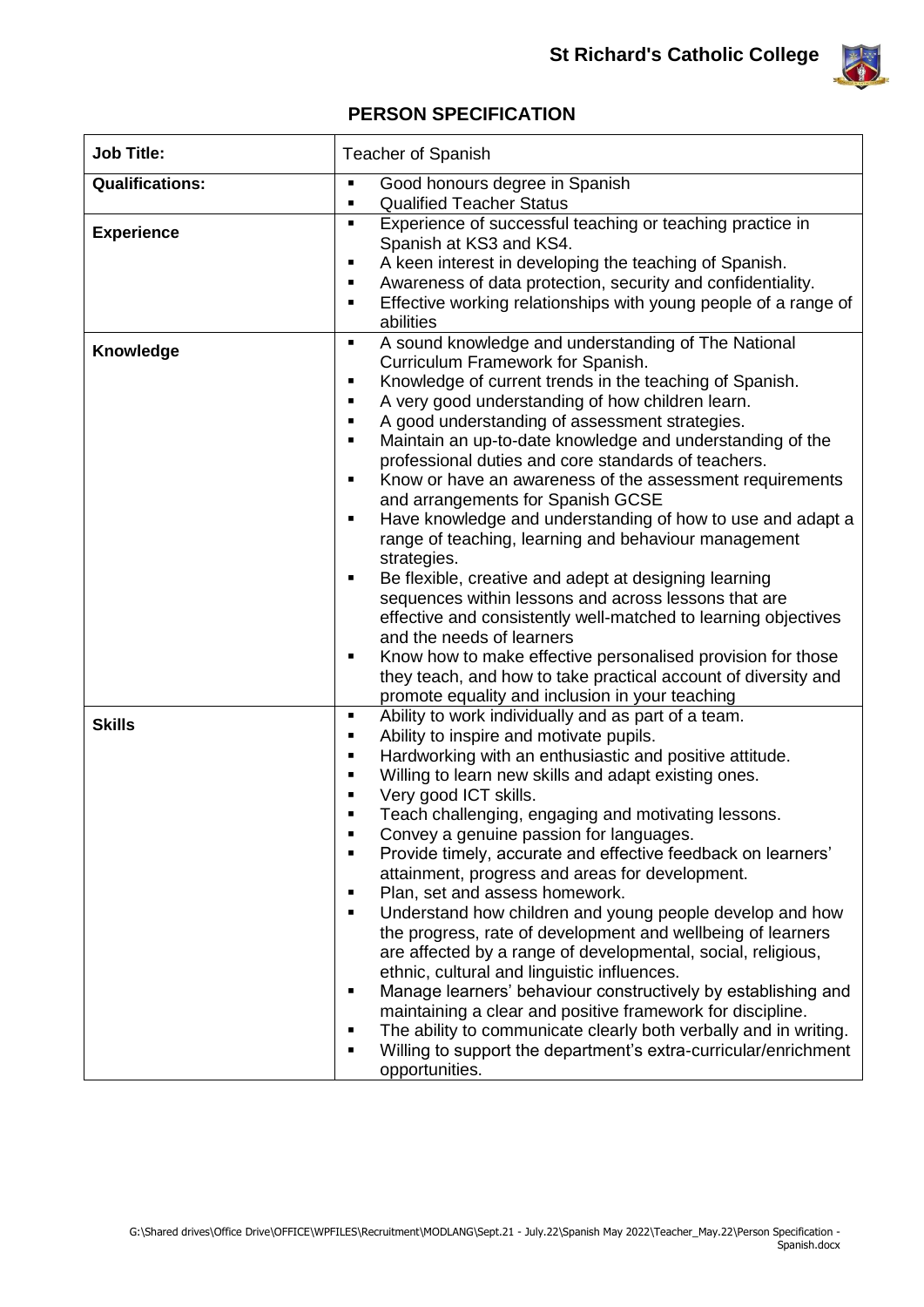St Richard's Catholic College

# PERSON SPECIFICATION

| | |
|---|---|
| **Job Title:** | Teacher of Spanish |
| **Qualifications:** | ▪ Good honours degree in Spanish<br>▪ Qualified Teacher Status |
| **Experience** | ▪ Experience of successful teaching or teaching practice in Spanish at KS3 and KS4.<br>▪ A keen interest in developing the teaching of Spanish.<br>▪ Awareness of data protection, security and confidentiality.<br>▪ Effective working relationships with young people of a range of abilities |
| **Knowledge** | ▪ A sound knowledge and understanding of The National Curriculum Framework for Spanish.<br>▪ Knowledge of current trends in the teaching of Spanish.<br>▪ A very good understanding of how children learn.<br>▪ A good understanding of assessment strategies.<br>▪ Maintain an up-to-date knowledge and understanding of the professional duties and core standards of teachers.<br>▪ Know or have an awareness of the assessment requirements and arrangements for Spanish GCSE<br>▪ Have knowledge and understanding of how to use and adapt a range of teaching, learning and behaviour management strategies.<br>▪ Be flexible, creative and adept at designing learning sequences within lessons and across lessons that are effective and consistently well-matched to learning objectives and the needs of learners<br>▪ Know how to make effective personalised provision for those they teach, and how to take practical account of diversity and promote equality and inclusion in your teaching |
| **Skills** | ▪ Ability to work individually and as part of a team.<br>▪ Ability to inspire and motivate pupils.<br>▪ Hardworking with an enthusiastic and positive attitude.<br>▪ Willing to learn new skills and adapt existing ones.<br>▪ Very good ICT skills.<br>▪ Teach challenging, engaging and motivating lessons.<br>▪ Convey a genuine passion for languages.<br>▪ Provide timely, accurate and effective feedback on learners' attainment, progress and areas for development.<br>▪ Plan, set and assess homework.<br>▪ Understand how children and young people develop and how the progress, rate of development and wellbeing of learners are affected by a range of developmental, social, religious, ethnic, cultural and linguistic influences.<br>▪ Manage learners' behaviour constructively by establishing and maintaining a clear and positive framework for discipline.<br>▪ The ability to communicate clearly both verbally and in writing.<br>▪ Willing to support the department's extra-curricular/enrichment opportunities. |

G:\Shared drives\Office Drive\OFFICE\WPFILES\Recruitment\MODLANG\Sept.21 - July.22\Spanish May 2022\Teacher_May.22\Person Specification - Spanish.docx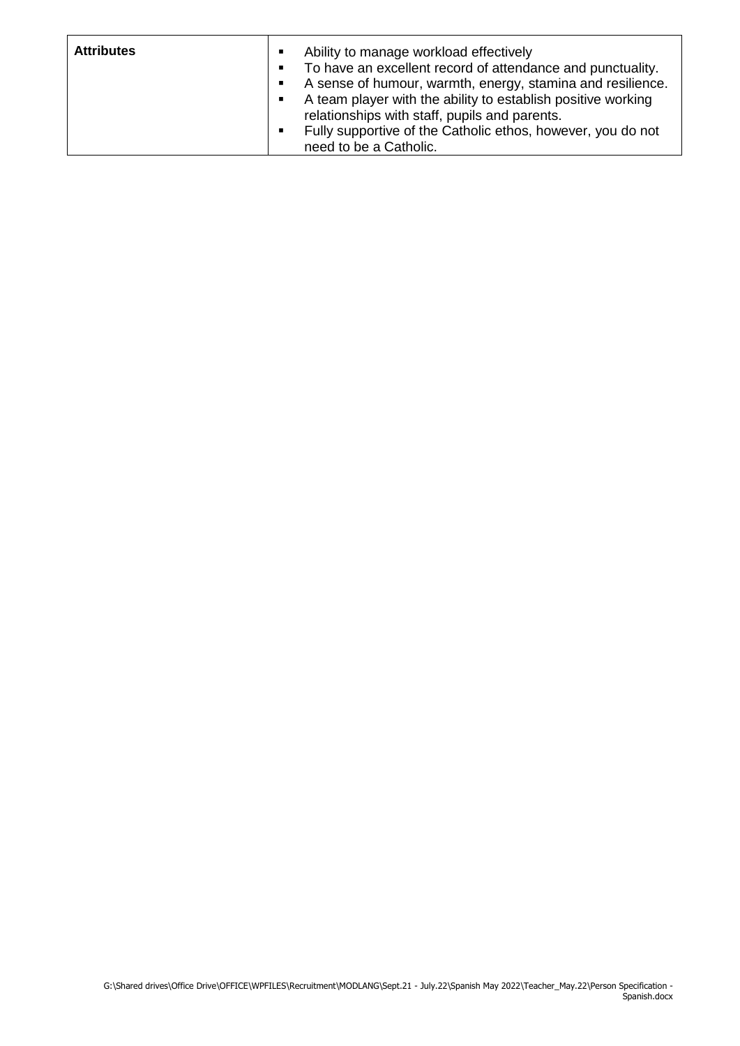| | |
|---|---|
| **Attributes** | ▪ Ability to manage workload effectively<br>▪ To have an excellent record of attendance and punctuality.<br>▪ A sense of humour, warmth, energy, stamina and resilience.<br>▪ A team player with the ability to establish positive working relationships with staff, pupils and parents.<br>▪ Fully supportive of the Catholic ethos, however, you do not need to be a Catholic. |